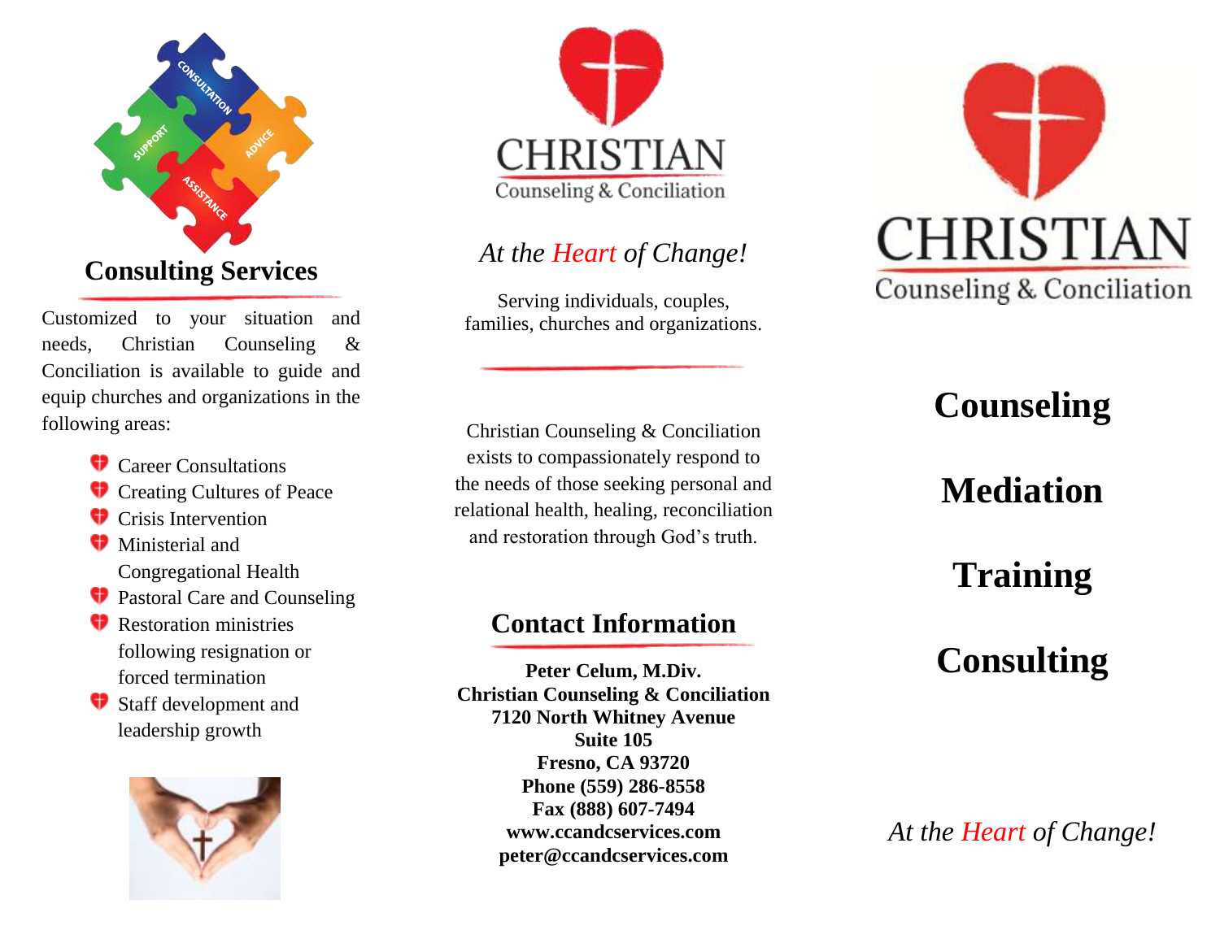## Consulting Services

Customized to your situation and needs, Christian Counseling & Conciliation is available to guide and equip churches and organizations in the following areas:

- Career Consultations
- Creating Cultures of Peace
- Crisis Intervention
- Ministerial and Congregational Health
- Pastoral Care and Counseling
- Restoration ministries following resignation or forced termination
- Staff development and leadership growth

CHRISTIAN
Counseling & Conciliation

*At the Heart of Change!*

Serving individuals, couples, families, churches and organizations.

Christian Counseling & Conciliation exists to compassionately respond to the needs of those seeking personal and relational health, healing, reconciliation and restoration through God's truth.

## Contact Information

**Peter Celum, M.Div.**
**Christian Counseling & Conciliation**
**7120 North Whitney Avenue**
**Suite 105**
**Fresno, CA 93720**
**Phone (559) 286-8558**
**Fax (888) 607-7494**
**www.ccandcservices.com**
**peter@ccandcservices.com**

# CHRISTIAN
Counseling & Conciliation

## Counseling

## Mediation

## Training

## Consulting

*At the Heart of Change!*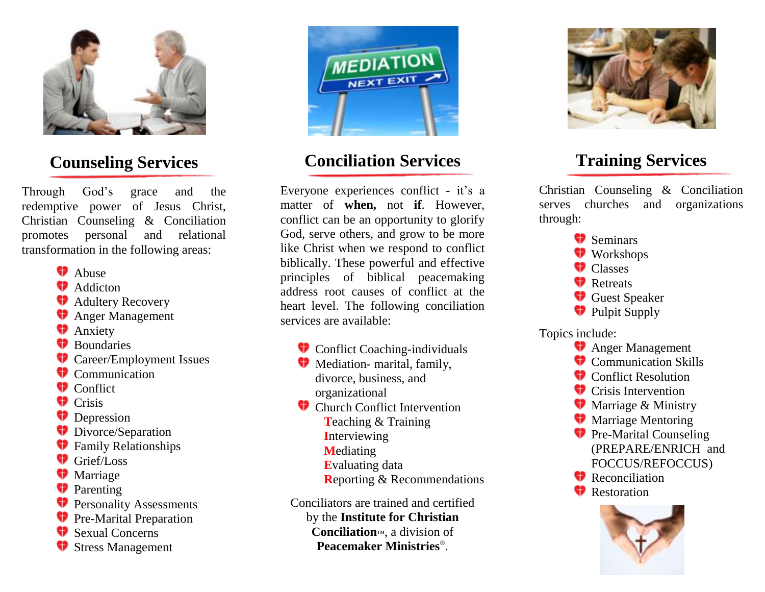## Counseling Services

Through God's grace and the redemptive power of Jesus Christ, Christian Counseling & Conciliation promotes personal and relational transformation in the following areas:

- Abuse
- Addicton
- Adultery Recovery
- Anger Management
- Anxiety
- Boundaries
- Career/Employment Issues
- Communication
- Conflict
- Crisis
- Depression
- Divorce/Separation
- Family Relationships
- Grief/Loss
- Marriage
- Parenting
- Personality Assessments
- Pre-Marital Preparation
- Sexual Concerns
- Stress Management

## Conciliation Services

Everyone experiences conflict - it's a matter of **when,** not **if**. However, conflict can be an opportunity to glorify God, serve others, and grow to be more like Christ when we respond to conflict biblically. These powerful and effective principles of biblical peacemaking address root causes of conflict at the heart level. The following conciliation services are available:

- Conflict Coaching-individuals
- Mediation- marital, family, divorce, business, and organizational
- Church Conflict Intervention
  - **T**eaching & Training
  - **I**nterviewing
  - **M**ediating
  - **E**valuating data
  - **R**eporting & Recommendations

Conciliators are trained and certified by the **Institute for Christian Conciliation**™, a division of **Peacemaker Ministries**®.

## Training Services

Christian Counseling & Conciliation serves churches and organizations through:

- Seminars
- Workshops
- Classes
- Retreats
- Guest Speaker
- Pulpit Supply

Topics include:

- Anger Management
- Communication Skills
- Conflict Resolution
- Crisis Intervention
- Marriage & Ministry
- Marriage Mentoring
- Pre-Marital Counseling (PREPARE/ENRICH and FOCCUS/REFOCCUS)
- Reconciliation
- Restoration